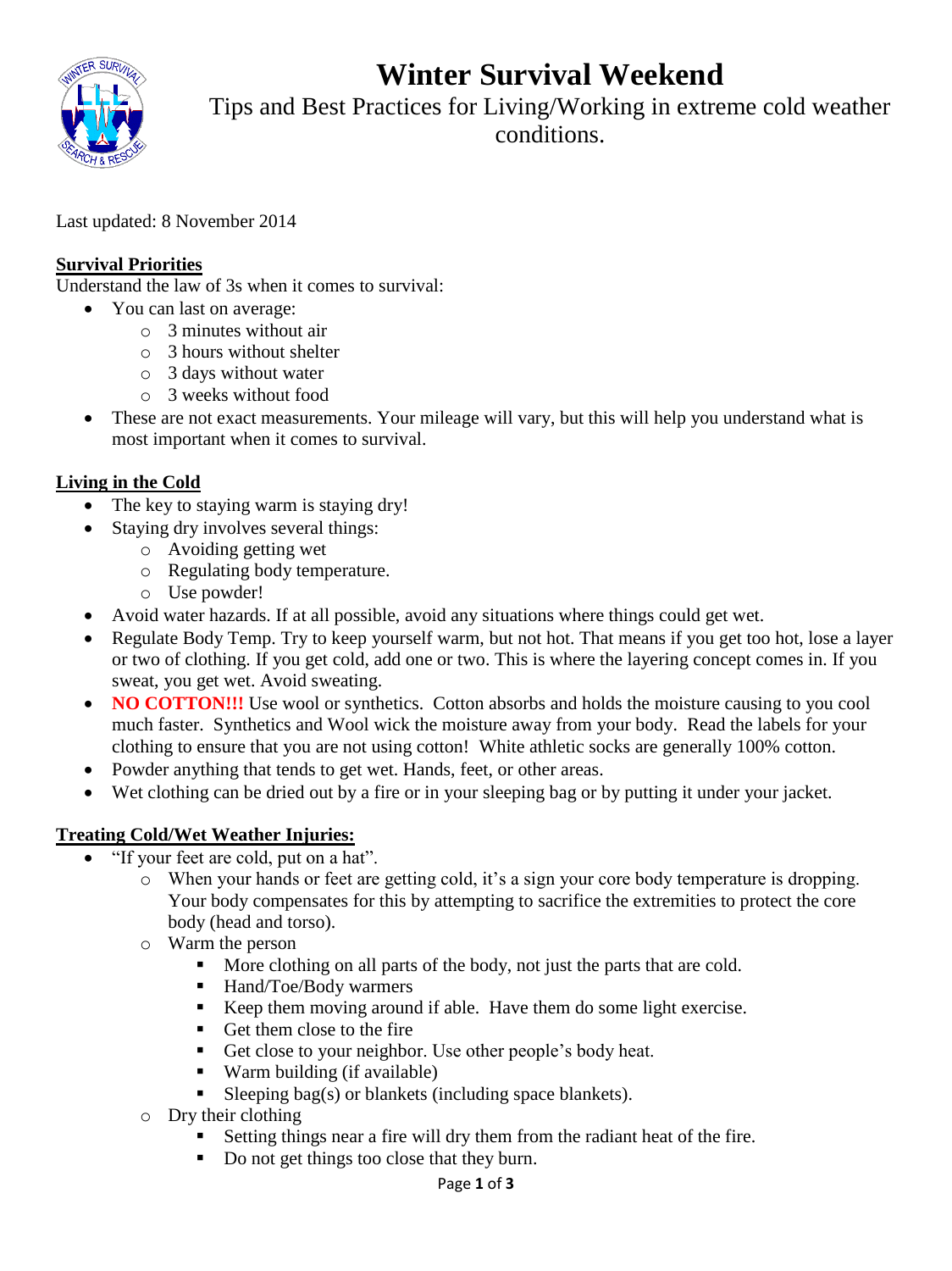# Winter Survival Weekend

Tips and Best Practices for Living/Working in extreme cold weather conditions.

Last updated: 8 November 2014

## Survival Priorities

Understand the law of 3s when it comes to survival:

- You can last on average:
  - 3 minutes without air
  - 3 hours without shelter
  - 3 days without water
  - 3 weeks without food
- These are not exact measurements. Your mileage will vary, but this will help you understand what is most important when it comes to survival.

## Living in the Cold

- The key to staying warm is staying dry!
- Staying dry involves several things:
  - Avoiding getting wet
  - Regulating body temperature.
  - Use powder!
- Avoid water hazards. If at all possible, avoid any situations where things could get wet.
- Regulate Body Temp. Try to keep yourself warm, but not hot. That means if you get too hot, lose a layer or two of clothing. If you get cold, add one or two. This is where the layering concept comes in. If you sweat, you get wet. Avoid sweating.
- **NO COTTON!!!** Use wool or synthetics. Cotton absorbs and holds the moisture causing to you cool much faster. Synthetics and Wool wick the moisture away from your body. Read the labels for your clothing to ensure that you are not using cotton! White athletic socks are generally 100% cotton.
- Powder anything that tends to get wet. Hands, feet, or other areas.
- Wet clothing can be dried out by a fire or in your sleeping bag or by putting it under your jacket.

## Treating Cold/Wet Weather Injuries:

- "If your feet are cold, put on a hat".
  - When your hands or feet are getting cold, it's a sign your core body temperature is dropping. Your body compensates for this by attempting to sacrifice the extremities to protect the core body (head and torso).
  - Warm the person
    - More clothing on all parts of the body, not just the parts that are cold.
    - Hand/Toe/Body warmers
    - Keep them moving around if able. Have them do some light exercise.
    - Get them close to the fire
    - Get close to your neighbor. Use other people's body heat.
    - Warm building (if available)
    - Sleeping bag(s) or blankets (including space blankets).
  - Dry their clothing
    - Setting things near a fire will dry them from the radiant heat of the fire.
    - Do not get things too close that they burn.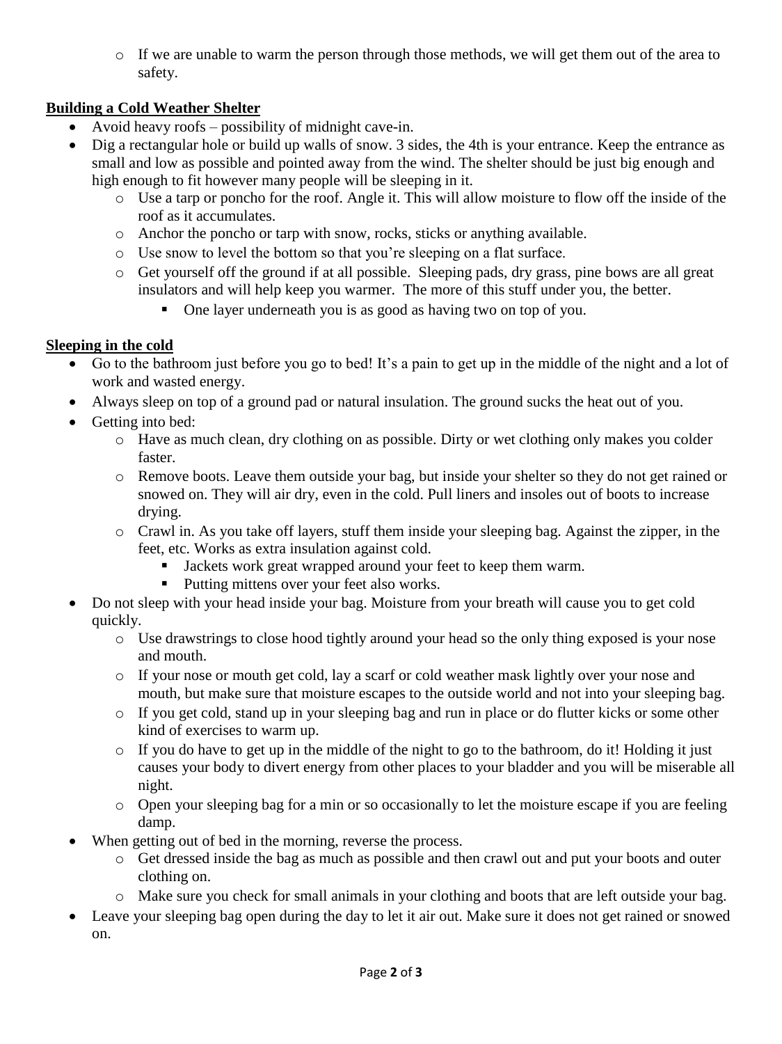- If we are unable to warm the person through those methods, we will get them out of the area to safety.

**Building a Cold Weather Shelter**

- Avoid heavy roofs – possibility of midnight cave-in.
- Dig a rectangular hole or build up walls of snow. 3 sides, the 4th is your entrance. Keep the entrance as small and low as possible and pointed away from the wind. The shelter should be just big enough and high enough to fit however many people will be sleeping in it.
  - Use a tarp or poncho for the roof. Angle it. This will allow moisture to flow off the inside of the roof as it accumulates.
  - Anchor the poncho or tarp with snow, rocks, sticks or anything available.
  - Use snow to level the bottom so that you're sleeping on a flat surface.
  - Get yourself off the ground if at all possible. Sleeping pads, dry grass, pine bows are all great insulators and will help keep you warmer. The more of this stuff under you, the better.
    - One layer underneath you is as good as having two on top of you.

**Sleeping in the cold**

- Go to the bathroom just before you go to bed! It's a pain to get up in the middle of the night and a lot of work and wasted energy.
- Always sleep on top of a ground pad or natural insulation. The ground sucks the heat out of you.
- Getting into bed:
  - Have as much clean, dry clothing on as possible. Dirty or wet clothing only makes you colder faster.
  - Remove boots. Leave them outside your bag, but inside your shelter so they do not get rained or snowed on. They will air dry, even in the cold. Pull liners and insoles out of boots to increase drying.
  - Crawl in. As you take off layers, stuff them inside your sleeping bag. Against the zipper, in the feet, etc. Works as extra insulation against cold.
    - Jackets work great wrapped around your feet to keep them warm.
    - Putting mittens over your feet also works.
- Do not sleep with your head inside your bag. Moisture from your breath will cause you to get cold quickly.
  - Use drawstrings to close hood tightly around your head so the only thing exposed is your nose and mouth.
  - If your nose or mouth get cold, lay a scarf or cold weather mask lightly over your nose and mouth, but make sure that moisture escapes to the outside world and not into your sleeping bag.
  - If you get cold, stand up in your sleeping bag and run in place or do flutter kicks or some other kind of exercises to warm up.
  - If you do have to get up in the middle of the night to go to the bathroom, do it! Holding it just causes your body to divert energy from other places to your bladder and you will be miserable all night.
  - Open your sleeping bag for a min or so occasionally to let the moisture escape if you are feeling damp.
- When getting out of bed in the morning, reverse the process.
  - Get dressed inside the bag as much as possible and then crawl out and put your boots and outer clothing on.
  - Make sure you check for small animals in your clothing and boots that are left outside your bag.
- Leave your sleeping bag open during the day to let it air out. Make sure it does not get rained or snowed on.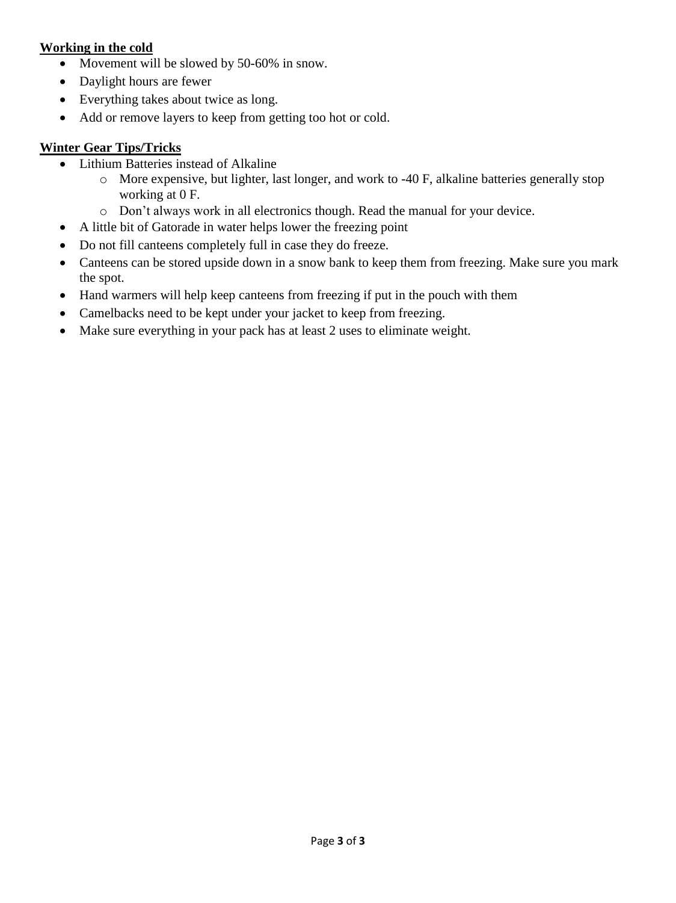**Working in the cold**

- Movement will be slowed by 50-60% in snow.
- Daylight hours are fewer
- Everything takes about twice as long.
- Add or remove layers to keep from getting too hot or cold.

**Winter Gear Tips/Tricks**

- Lithium Batteries instead of Alkaline
    - More expensive, but lighter, last longer, and work to -40 F, alkaline batteries generally stop working at 0 F.
    - Don't always work in all electronics though. Read the manual for your device.
- A little bit of Gatorade in water helps lower the freezing point
- Do not fill canteens completely full in case they do freeze.
- Canteens can be stored upside down in a snow bank to keep them from freezing. Make sure you mark the spot.
- Hand warmers will help keep canteens from freezing if put in the pouch with them
- Camelbacks need to be kept under your jacket to keep from freezing.
- Make sure everything in your pack has at least 2 uses to eliminate weight.